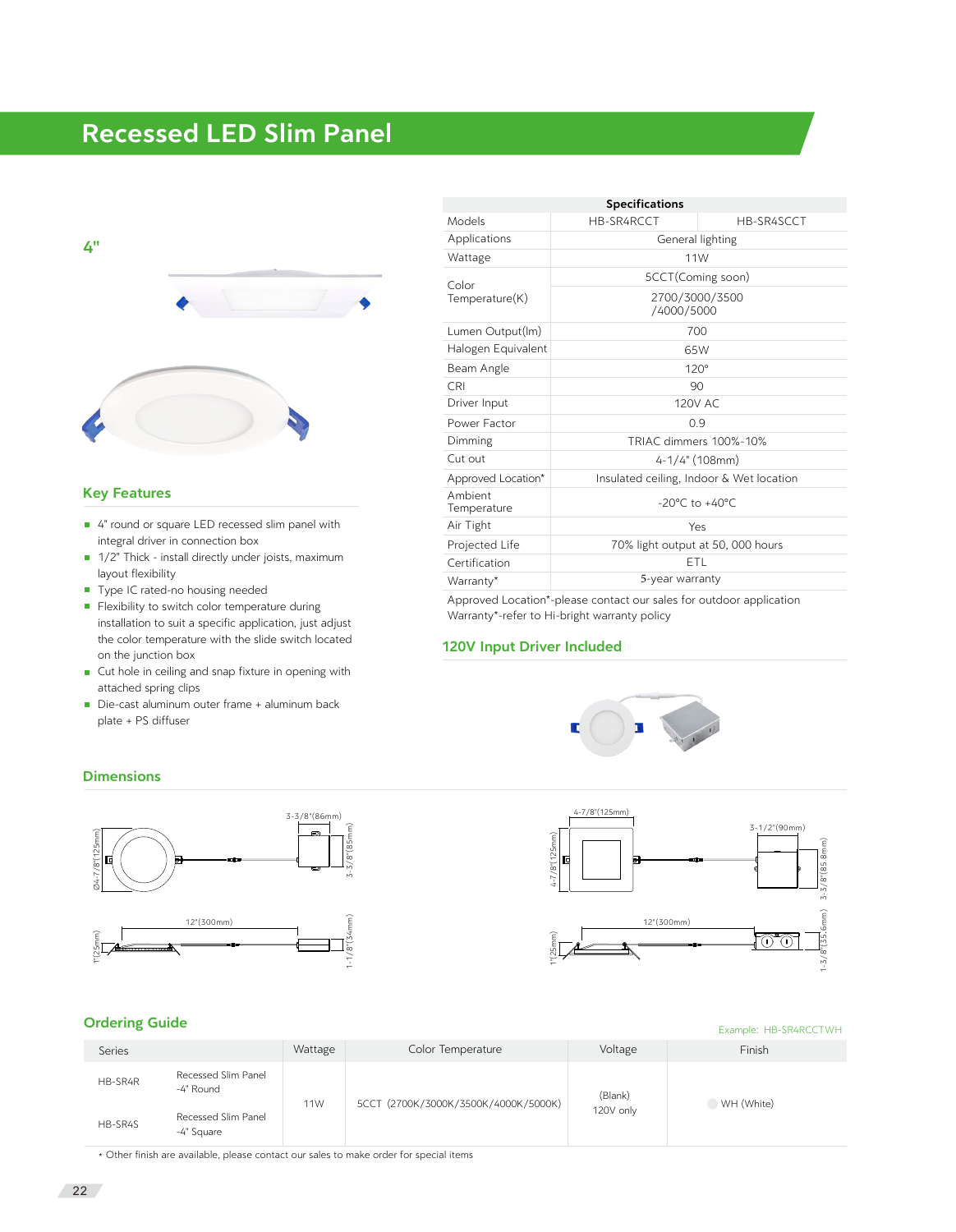# Recessed LED Slim Panel

4"

## Key Features

- 4" round or square LED recessed slim panel with integral driver in connection box
- 1/2" Thick - install directly under joists, maximum layout flexibility
- Type IC rated-no housing needed
- Flexibility to switch color temperature during installation to suit a specific application, just adjust the color temperature with the slide switch located on the junction box
- Cut hole in ceiling and snap fixture in opening with attached spring clips
- Die-cast aluminum outer frame + aluminum back plate + PS diffuser

| Specifications | | |
|---|---|---|
| Models | HB-SR4RCCT | HB-SR4SCCT |
| Applications | General lighting | |
| Wattage | 11W | |
| Color Temperature(K) | 5CCT(Coming soon) | |
| | 2700/3000/3500 /4000/5000 | |
| Lumen Output(lm) | 700 | |
| Halogen Equivalent | 65W | |
| Beam Angle | 120° | |
| CRI | 90 | |
| Driver Input | 120V AC | |
| Power Factor | 0.9 | |
| Dimming | TRIAC dimmers 100%-10% | |
| Cut out | 4-1/4" (108mm) | |
| Approved Location* | Insulated ceiling, Indoor & Wet location | |
| Ambient Temperature | -20°C to +40°C | |
| Air Tight | Yes | |
| Projected Life | 70% light output at 50, 000 hours | |
| Certification | ETL | |
| Warranty* | 5-year warranty | |

Approved Location*-please contact our sales for outdoor application
Warranty*-refer to Hi-bright warranty policy

## 120V Input Driver Included

## Dimensions

Round: Ø4-7/8"(125mm); 3-3/8"(86mm); 3-3/8"(85mm); 12"(300mm); 1"(25mm); 1-1/8"(34mm)

Square: 4-7/8"(125mm); 4-7/8"(125mm); 3-1/2"(90mm); 3-3/8"(85.8mm); 12"(300mm); 1"(25mm); 1-3/8"(35.6mm)

## Ordering Guide

Example: HB-SR4RCCTWH

| Series | | Wattage | Color Temperature | Voltage | Finish |
|---|---|---|---|---|---|
| HB-SR4R | Recessed Slim Panel -4" Round | 11W | 5CCT (2700K/3000K/3500K/4000K/5000K) | (Blank) 120V only | WH (White) |
| HB-SR4S | Recessed Slim Panel -4" Square | | | | |

* Other finish are available, please contact our sales to make order for special items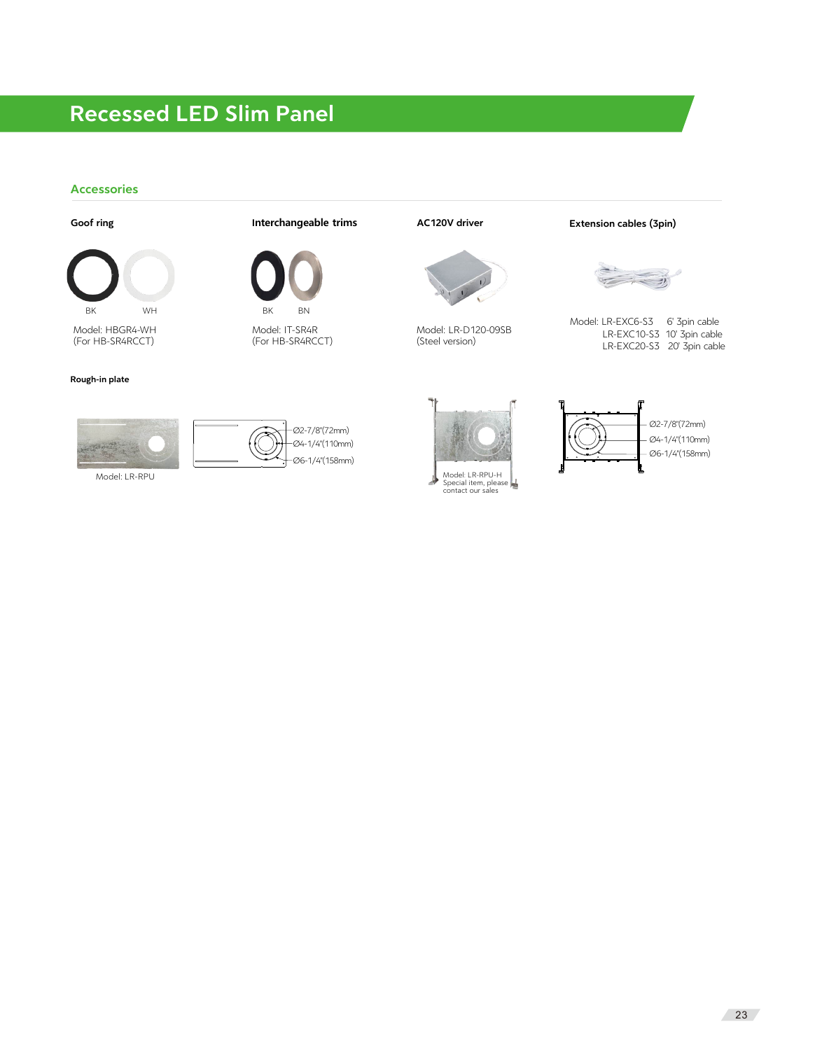# Recessed LED Slim Panel

## Accessories

### Goof ring

BK WH

Model: HBGR4-WH
(For HB-SR4RCCT)

### Interchangeable trims

BK BN

Model: IT-SR4R
(For HB-SR4RCCT)

### AC120V driver

Model: LR-D120-09SB
(Steel version)

### Extension cables (3pin)

Model: LR-EXC6-S3 6' 3pin cable
LR-EXC10-S3 10' 3pin cable
LR-EXC20-S3 20' 3pin cable

### Rough-in plate

Model: LR-RPU

Ø2-7/8"(72mm)
Ø4-1/4"(110mm)
Ø6-1/4"(158mm)

Model: LR-RPU-H
Special item, please contact our sales

Ø2-7/8"(72mm)
Ø4-1/4"(110mm)
Ø6-1/4"(158mm)